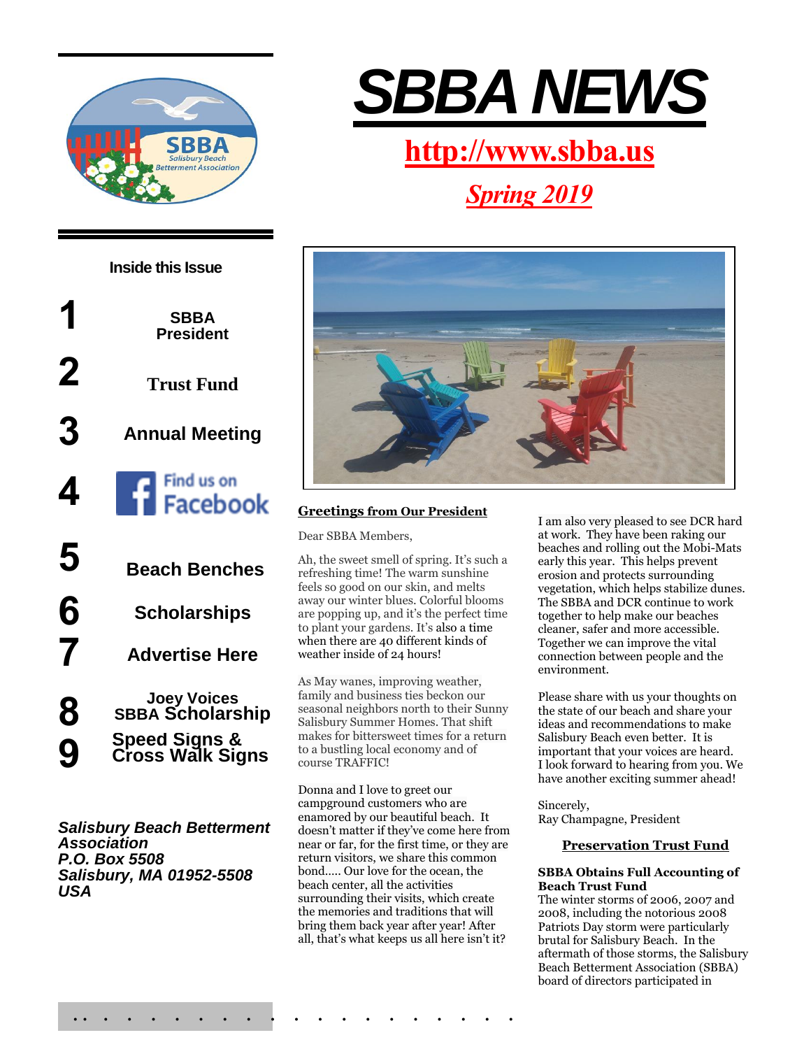# SBBA NEWS

**http://www.sbba.us**

***Spring 2019***

**Inside this Issue**

| | |
|---|---|
| 1 | SBBA President |
| 2 | Trust Fund |
| 3 | Annual Meeting |
| 4 | Find us on Facebook |
| 5 | Beach Benches |
| 6 | Scholarships |
| 7 | Advertise Here |
| 8 | Joey Voices SBBA Scholarship |
| 9 | Speed Signs & Cross Walk Signs |

***Salisbury Beach Betterment Association***
***P.O. Box 5508***
***Salisbury, MA 01952-5508***
***USA***

## Greetings from Our President

Dear SBBA Members,

Ah, the sweet smell of spring. It's such a refreshing time! The warm sunshine feels so good on our skin, and melts away our winter blues. Colorful blooms are popping up, and it's the perfect time to plant your gardens. It's also a time when there are 40 different kinds of weather inside of 24 hours!

As May wanes, improving weather, family and business ties beckon our seasonal neighbors north to their Sunny Salisbury Summer Homes. That shift makes for bittersweet times for a return to a bustling local economy and of course TRAFFIC!

Donna and I love to greet our campground customers who are enamored by our beautiful beach. It doesn't matter if they've come here from near or far, for the first time, or they are return visitors, we share this common bond….. Our love for the ocean, the beach center, all the activities surrounding their visits, which create the memories and traditions that will bring them back year after year! After all, that's what keeps us all here isn't it?

I am also very pleased to see DCR hard at work. They have been raking our beaches and rolling out the Mobi-Mats early this year. This helps prevent erosion and protects surrounding vegetation, which helps stabilize dunes. The SBBA and DCR continue to work together to help make our beaches cleaner, safer and more accessible. Together we can improve the vital connection between people and the environment.

Please share with us your thoughts on the state of our beach and share your ideas and recommendations to make Salisbury Beach even better. It is important that your voices are heard. I look forward to hearing from you. We have another exciting summer ahead!

Sincerely,
Ray Champagne, President

## Preservation Trust Fund

**SBBA Obtains Full Accounting of Beach Trust Fund**

The winter storms of 2006, 2007 and 2008, including the notorious 2008 Patriots Day storm were particularly brutal for Salisbury Beach. In the aftermath of those storms, the Salisbury Beach Betterment Association (SBBA) board of directors participated in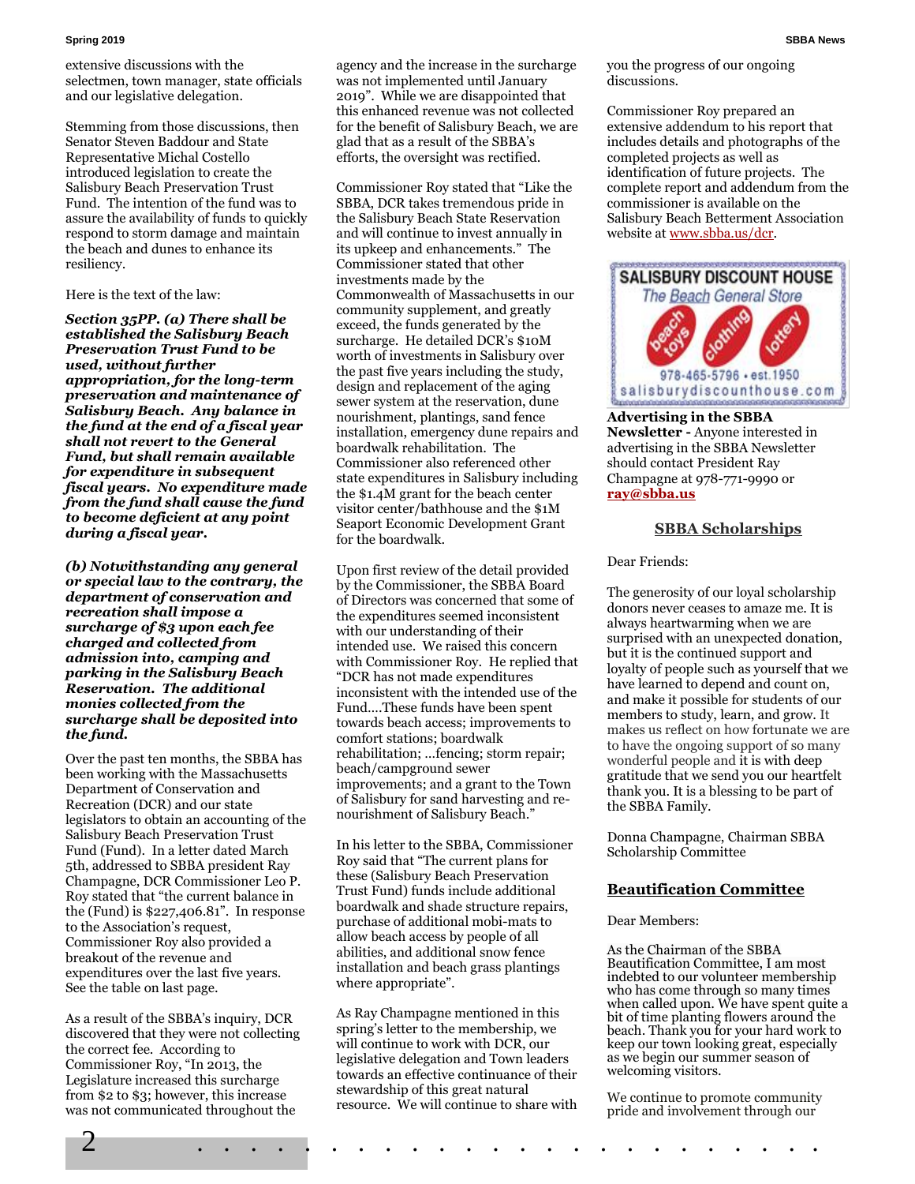extensive discussions with the selectmen, town manager, state officials and our legislative delegation.

Stemming from those discussions, then Senator Steven Baddour and State Representative Michal Costello introduced legislation to create the Salisbury Beach Preservation Trust Fund. The intention of the fund was to assure the availability of funds to quickly respond to storm damage and maintain the beach and dunes to enhance its resiliency.

Here is the text of the law:

***Section 35PP. (a) There shall be established the Salisbury Beach Preservation Trust Fund to be used, without further appropriation, for the long-term preservation and maintenance of Salisbury Beach. Any balance in the fund at the end of a fiscal year shall not revert to the General Fund, but shall remain available for expenditure in subsequent fiscal years. No expenditure made from the fund shall cause the fund to become deficient at any point during a fiscal year.***

***(b) Notwithstanding any general or special law to the contrary, the department of conservation and recreation shall impose a surcharge of $3 upon each fee charged and collected from admission into, camping and parking in the Salisbury Beach Reservation. The additional monies collected from the surcharge shall be deposited into the fund.***

Over the past ten months, the SBBA has been working with the Massachusetts Department of Conservation and Recreation (DCR) and our state legislators to obtain an accounting of the Salisbury Beach Preservation Trust Fund (Fund). In a letter dated March 5th, addressed to SBBA president Ray Champagne, DCR Commissioner Leo P. Roy stated that "the current balance in the (Fund) is $227,406.81". In response to the Association's request, Commissioner Roy also provided a breakout of the revenue and expenditures over the last five years. See the table on last page.

As a result of the SBBA's inquiry, DCR discovered that they were not collecting the correct fee. According to Commissioner Roy, "In 2013, the Legislature increased this surcharge from $2 to $3; however, this increase was not communicated throughout the agency and the increase in the surcharge was not implemented until January 2019". While we are disappointed that this enhanced revenue was not collected for the benefit of Salisbury Beach, we are glad that as a result of the SBBA's efforts, the oversight was rectified.

Commissioner Roy stated that "Like the SBBA, DCR takes tremendous pride in the Salisbury Beach State Reservation and will continue to invest annually in its upkeep and enhancements." The Commissioner stated that other investments made by the Commonwealth of Massachusetts in our community supplement, and greatly exceed, the funds generated by the surcharge. He detailed DCR's $10M worth of investments in Salisbury over the past five years including the study, design and replacement of the aging sewer system at the reservation, dune nourishment, plantings, sand fence installation, emergency dune repairs and boardwalk rehabilitation. The Commissioner also referenced other state expenditures in Salisbury including the $1.4M grant for the beach center visitor center/bathhouse and the $1M Seaport Economic Development Grant for the boardwalk.

Upon first review of the detail provided by the Commissioner, the SBBA Board of Directors was concerned that some of the expenditures seemed inconsistent with our understanding of their intended use. We raised this concern with Commissioner Roy. He replied that "DCR has not made expenditures inconsistent with the intended use of the Fund....These funds have been spent towards beach access; improvements to comfort stations; boardwalk rehabilitation; ...fencing; storm repair; beach/campground sewer improvements; and a grant to the Town of Salisbury for sand harvesting and re-nourishment of Salisbury Beach."

In his letter to the SBBA, Commissioner Roy said that "The current plans for these (Salisbury Beach Preservation Trust Fund) funds include additional boardwalk and shade structure repairs, purchase of additional mobi-mats to allow beach access by people of all abilities, and additional snow fence installation and beach grass plantings where appropriate".

As Ray Champagne mentioned in this spring's letter to the membership, we will continue to work with DCR, our legislative delegation and Town leaders towards an effective continuance of their stewardship of this great natural resource. We will continue to share with you the progress of our ongoing discussions.

Commissioner Roy prepared an extensive addendum to his report that includes details and photographs of the completed projects as well as identification of future projects. The complete report and addendum from the commissioner is available on the Salisbury Beach Betterment Association website at www.sbba.us/dcr.

SALISBURY DISCOUNT HOUSE
The Beach General Store
beach toys · clothing · lottery
978-465-5796 • est.1950
salisburydiscounthouse.com

**Advertising in the SBBA Newsletter -** Anyone interested in advertising in the SBBA Newsletter should contact President Ray Champagne at 978-771-9990 or **ray@sbba.us**

## SBBA Scholarships

Dear Friends:

The generosity of our loyal scholarship donors never ceases to amaze me. It is always heartwarming when we are surprised with an unexpected donation, but it is the continued support and loyalty of people such as yourself that we have learned to depend and count on, and make it possible for students of our members to study, learn, and grow. It makes us reflect on how fortunate we are to have the ongoing support of so many wonderful people and it is with deep gratitude that we send you our heartfelt thank you. It is a blessing to be part of the SBBA Family.

Donna Champagne, Chairman SBBA Scholarship Committee

## Beautification Committee

Dear Members:

As the Chairman of the SBBA Beautification Committee, I am most indebted to our volunteer membership who has come through so many times when called upon. We have spent quite a bit of time planting flowers around the beach. Thank you for your hard work to keep our town looking great, especially as we begin our summer season of welcoming visitors.

We continue to promote community pride and involvement through our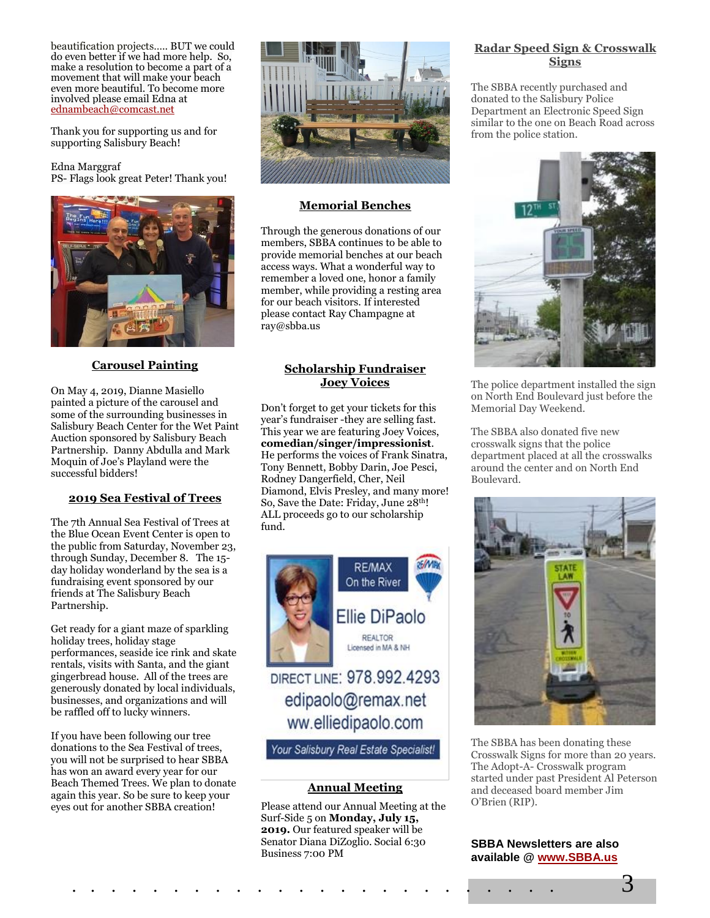beautification projects..... BUT we could do even better if we had more help. So, make a resolution to become a part of a movement that will make your beach even more beautiful. To become more involved please email Edna at ednambeach@comcast.net

Thank you for supporting us and for supporting Salisbury Beach!

Edna Marggraf
PS- Flags look great Peter! Thank you!

## Carousel Painting

On May 4, 2019, Dianne Masiello painted a picture of the carousel and some of the surrounding businesses in Salisbury Beach Center for the Wet Paint Auction sponsored by Salisbury Beach Partnership. Danny Abdulla and Mark Moquin of Joe's Playland were the successful bidders!

## 2019 Sea Festival of Trees

The 7th Annual Sea Festival of Trees at the Blue Ocean Event Center is open to the public from Saturday, November 23, through Sunday, December 8. The 15-day holiday wonderland by the sea is a fundraising event sponsored by our friends at The Salisbury Beach Partnership.

Get ready for a giant maze of sparkling holiday trees, holiday stage performances, seaside ice rink and skate rentals, visits with Santa, and the giant gingerbread house. All of the trees are generously donated by local individuals, businesses, and organizations and will be raffled off to lucky winners.

If you have been following our tree donations to the Sea Festival of trees, you will not be surprised to hear SBBA has won an award every year for our Beach Themed Trees. We plan to donate again this year. So be sure to keep your eyes out for another SBBA creation!

## Memorial Benches

Through the generous donations of our members, SBBA continues to be able to provide memorial benches at our beach access ways. What a wonderful way to remember a loved one, honor a family member, while providing a resting area for our beach visitors. If interested please contact Ray Champagne at ray@sbba.us

## Scholarship Fundraiser Joey Voices

Don't forget to get your tickets for this year's fundraiser -they are selling fast. This year we are featuring Joey Voices, **comedian/singer/impressionist**. He performs the voices of Frank Sinatra, Tony Bennett, Bobby Darin, Joe Pesci, Rodney Dangerfield, Cher, Neil Diamond, Elvis Presley, and many more! So, Save the Date: Friday, June 28th! ALL proceeds go to our scholarship fund.

RE/MAX On the River
Ellie DiPaolo
REALTOR
Licensed in MA & NH
DIRECT LINE: 978.992.4293
edipaolo@remax.net
ww.elliedipaolo.com
*Your Salisbury Real Estate Specialist!*

## Annual Meeting

Please attend our Annual Meeting at the Surf-Side 5 on **Monday, July 15, 2019.** Our featured speaker will be Senator Diana DiZoglio. Social 6:30 Business 7:00 PM

## Radar Speed Sign & Crosswalk Signs

The SBBA recently purchased and donated to the Salisbury Police Department an Electronic Speed Sign similar to the one on Beach Road across from the police station.

The police department installed the sign on North End Boulevard just before the Memorial Day Weekend.

The SBBA also donated five new crosswalk signs that the police department placed at all the crosswalks around the center and on North End Boulevard.

The SBBA has been donating these Crosswalk Signs for more than 20 years. The Adopt-A- Crosswalk program started under past President Al Peterson and deceased board member Jim O'Brien (RIP).

**SBBA Newsletters are also available @ www.SBBA.us**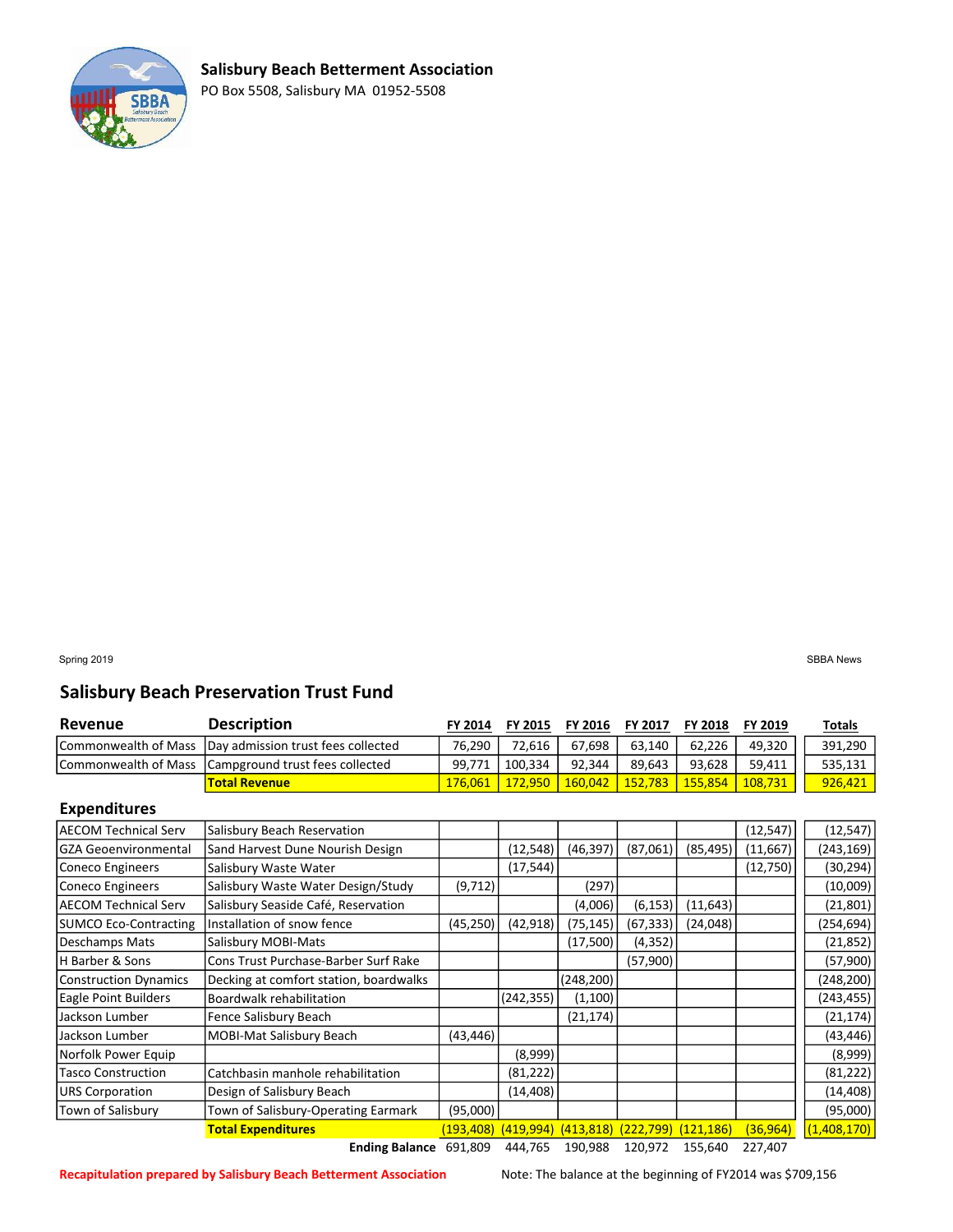**Salisbury Beach Betterment Association**
PO Box 5508, Salisbury MA 01952-5508

## Salisbury Beach Preservation Trust Fund

| Revenue | Description | FY 2014 | FY 2015 | FY 2016 | FY 2017 | FY 2018 | FY 2019 | Totals |
|---|---|---|---|---|---|---|---|---|
| Commonwealth of Mass | Day admission trust fees collected | 76,290 | 72,616 | 67,698 | 63,140 | 62,226 | 49,320 | 391,290 |
| Commonwealth of Mass | Campground trust fees collected | 99,771 | 100,334 | 92,344 | 89,643 | 93,628 | 59,411 | 535,131 |
| | **Total Revenue** | 176,061 | 172,950 | 160,042 | 152,783 | 155,854 | 108,731 | 926,421 |

| Expenditures | | FY 2014 | FY 2015 | FY 2016 | FY 2017 | FY 2018 | FY 2019 | Totals |
|---|---|---|---|---|---|---|---|---|
| AECOM Technical Serv | Salisbury Beach Reservation | | | | | | (12,547) | (12,547) |
| GZA Geoenvironmental | Sand Harvest Dune Nourish Design | | (12,548) | (46,397) | (87,061) | (85,495) | (11,667) | (243,169) |
| Coneco Engineers | Salisbury Waste Water | | (17,544) | | | | (12,750) | (30,294) |
| Coneco Engineers | Salisbury Waste Water Design/Study | (9,712) | | (297) | | | | (10,009) |
| AECOM Technical Serv | Salisbury Seaside Café, Reservation | | | (4,006) | (6,153) | (11,643) | | (21,801) |
| SUMCO Eco-Contracting | Installation of snow fence | (45,250) | (42,918) | (75,145) | (67,333) | (24,048) | | (254,694) |
| Deschamps Mats | Salisbury MOBI-Mats | | | (17,500) | (4,352) | | | (21,852) |
| H Barber & Sons | Cons Trust Purchase-Barber Surf Rake | | | | (57,900) | | | (57,900) |
| Construction Dynamics | Decking at comfort station, boardwalks | | | (248,200) | | | | (248,200) |
| Eagle Point Builders | Boardwalk rehabilitation | | (242,355) | (1,100) | | | | (243,455) |
| Jackson Lumber | Fence Salisbury Beach | | | (21,174) | | | | (21,174) |
| Jackson Lumber | MOBI-Mat Salisbury Beach | (43,446) | | | | | | (43,446) |
| Norfolk Power Equip | | | (8,999) | | | | | (8,999) |
| Tasco Construction | Catchbasin manhole rehabilitation | | (81,222) | | | | | (81,222) |
| URS Corporation | Design of Salisbury Beach | | (14,408) | | | | | (14,408) |
| Town of Salisbury | Town of Salisbury-Operating Earmark | (95,000) | | | | | | (95,000) |
| | **Total Expenditures** | (193,408) | (419,994) | (413,818) | (222,799) | (121,186) | (36,964) | (1,408,170) |
| | **Ending Balance** | 691,809 | 444,765 | 190,988 | 120,972 | 155,640 | 227,407 | |

**Recapitulation prepared by Salisbury Beach Betterment Association**

Note: The balance at the beginning of FY2014 was $709,156